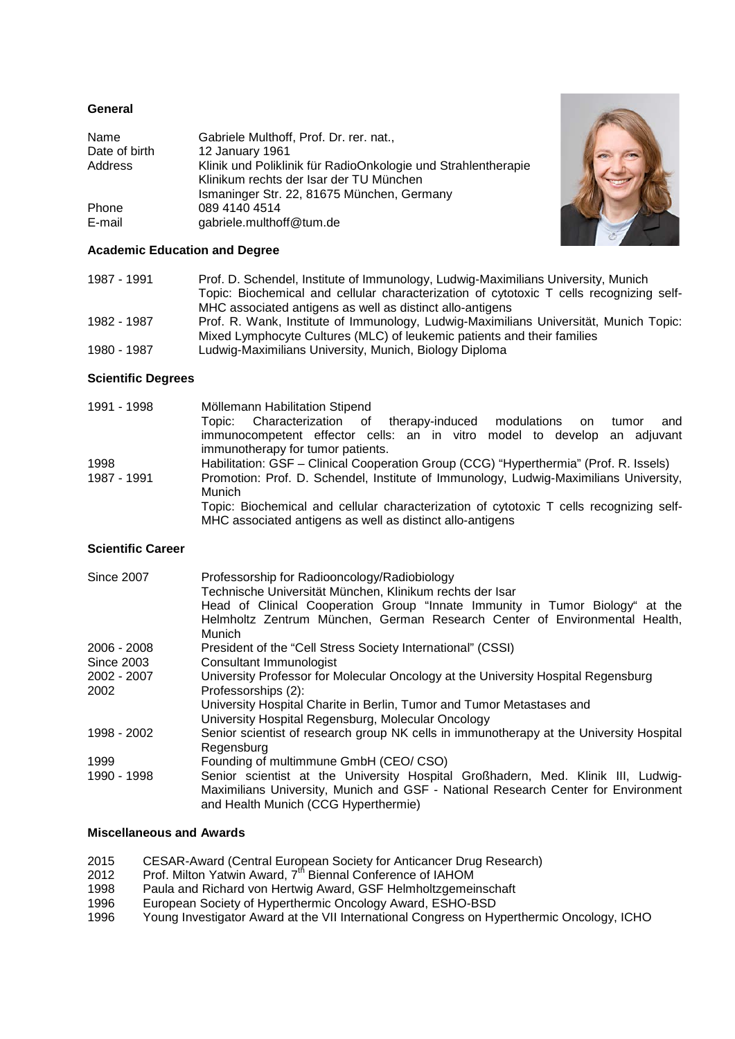## General

| | |
|---|---|
| Name | Gabriele Multhoff, Prof. Dr. rer. nat., |
| Date of birth | 12 January 1961 |
| Address | Klinik und Poliklinik für RadioOnkologie und Strahlentherapie<br>Klinikum rechts der Isar der TU München<br>Ismaninger Str. 22, 81675 München, Germany |
| Phone | 089 4140 4514 |
| E-mail | gabriele.multhoff@tum.de |

## Academic Education and Degree

| | |
|---|---|
| 1987 - 1991 | Prof. D. Schendel, Institute of Immunology, Ludwig-Maximilians University, Munich<br>Topic: Biochemical and cellular characterization of cytotoxic T cells recognizing self-MHC associated antigens as well as distinct allo-antigens |
| 1982 - 1987 | Prof. R. Wank, Institute of Immunology, Ludwig-Maximilians Universität, Munich Topic: Mixed Lymphocyte Cultures (MLC) of leukemic patients and their families |
| 1980 - 1987 | Ludwig-Maximilians University, Munich, Biology Diploma |

## Scientific Degrees

| | |
|---|---|
| 1991 - 1998 | Möllemann Habilitation Stipend<br>Topic: Characterization of therapy-induced modulations on tumor and immunocompetent effector cells: an in vitro model to develop an adjuvant immunotherapy for tumor patients. |
| 1998 | Habilitation: GSF – Clinical Cooperation Group (CCG) "Hyperthermia" (Prof. R. Issels) |
| 1987 - 1991 | Promotion: Prof. D. Schendel, Institute of Immunology, Ludwig-Maximilians University, Munich<br>Topic: Biochemical and cellular characterization of cytotoxic T cells recognizing self-MHC associated antigens as well as distinct allo-antigens |

## Scientific Career

| | |
|---|---|
| Since 2007 | Professorship for Radiooncology/Radiobiology<br>Technische Universität München, Klinikum rechts der Isar<br>Head of Clinical Cooperation Group "Innate Immunity in Tumor Biology" at the Helmholtz Zentrum München, German Research Center of Environmental Health, Munich |
| 2006 - 2008 | President of the "Cell Stress Society International" (CSSI) |
| Since 2003 | Consultant Immunologist |
| 2002 - 2007 | University Professor for Molecular Oncology at the University Hospital Regensburg |
| 2002 | Professorships (2):<br>University Hospital Charite in Berlin, Tumor and Tumor Metastases and<br>University Hospital Regensburg, Molecular Oncology |
| 1998 - 2002 | Senior scientist of research group NK cells in immunotherapy at the University Hospital Regensburg |
| 1999 | Founding of multimmune GmbH (CEO/ CSO) |
| 1990 - 1998 | Senior scientist at the University Hospital Großhadern, Med. Klinik III, Ludwig-Maximilians University, Munich and GSF - National Research Center for Environment and Health Munich (CCG Hyperthermie) |

## Miscellaneous and Awards

| | |
|---|---|
| 2015 | CESAR-Award (Central European Society for Anticancer Drug Research) |
| 2012 | Prof. Milton Yatwin Award, 7th Biennal Conference of IAHOM |
| 1998 | Paula and Richard von Hertwig Award, GSF Helmholtzgemeinschaft |
| 1996 | European Society of Hyperthermic Oncology Award, ESHO-BSD |
| 1996 | Young Investigator Award at the VII International Congress on Hyperthermic Oncology, ICHO |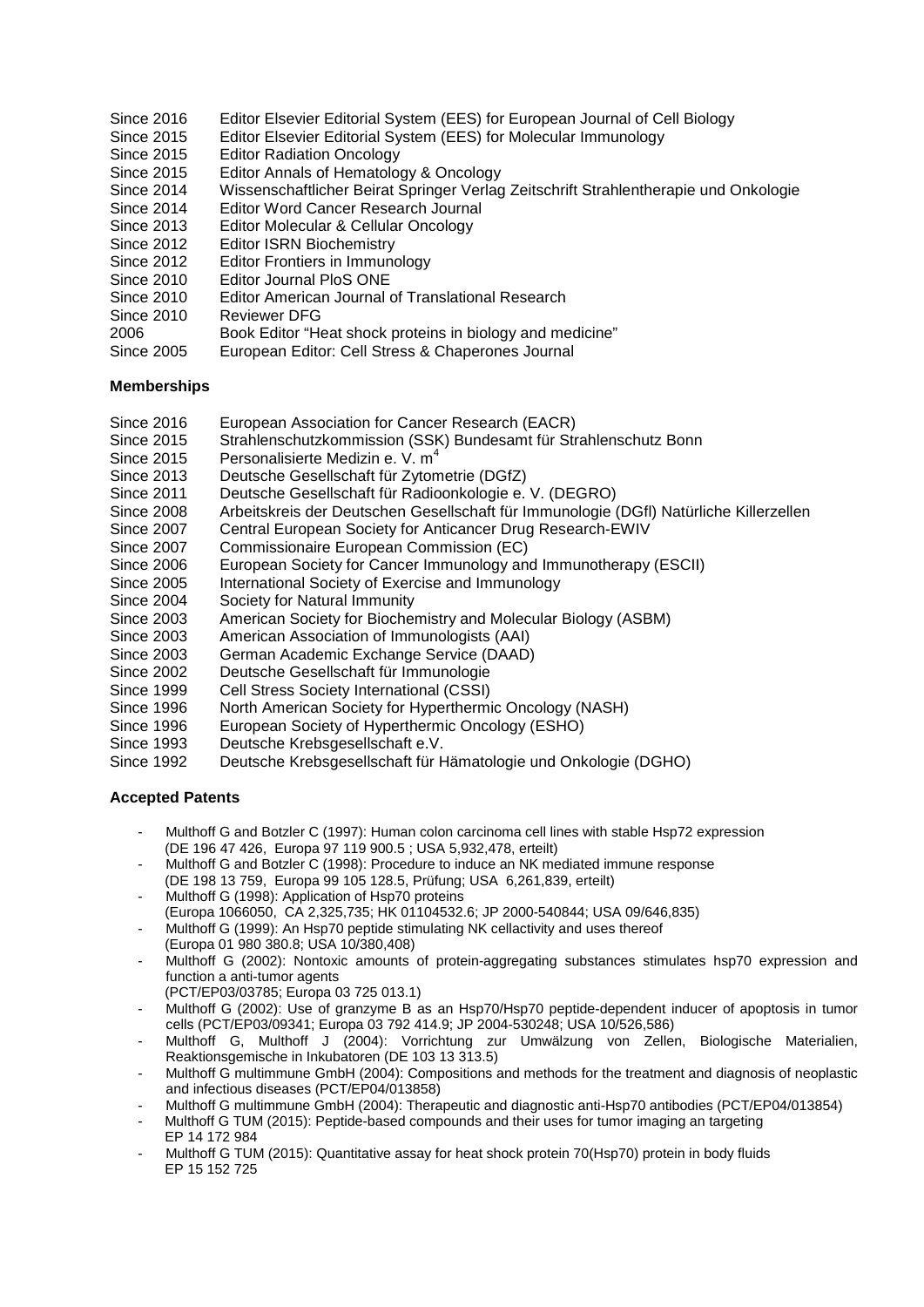Since 2016 Editor Elsevier Editorial System (EES) for European Journal of Cell Biology
Since 2015 Editor Elsevier Editorial System (EES) for Molecular Immunology
Since 2015 Editor Radiation Oncology
Since 2015 Editor Annals of Hematology & Oncology
Since 2014 Wissenschaftlicher Beirat Springer Verlag Zeitschrift Strahlentherapie und Onkologie
Since 2014 Editor Word Cancer Research Journal
Since 2013 Editor Molecular & Cellular Oncology
Since 2012 Editor ISRN Biochemistry
Since 2012 Editor Frontiers in Immunology
Since 2010 Editor Journal PloS ONE
Since 2010 Editor American Journal of Translational Research
Since 2010 Reviewer DFG
2006 Book Editor "Heat shock proteins in biology and medicine"
Since 2005 European Editor: Cell Stress & Chaperones Journal

**Memberships**

Since 2016 European Association for Cancer Research (EACR)
Since 2015 Strahlenschutzkommission (SSK) Bundesamt für Strahlenschutz Bonn
Since 2015 Personalisierte Medizin e. V. $m^4$
Since 2013 Deutsche Gesellschaft für Zytometrie (DGfZ)
Since 2011 Deutsche Gesellschaft für Radioonkologie e. V. (DEGRO)
Since 2008 Arbeitskreis der Deutschen Gesellschaft für Immunologie (DGfI) Natürliche Killerzellen
Since 2007 Central European Society for Anticancer Drug Research-EWIV
Since 2007 Commissionaire European Commission (EC)
Since 2006 European Society for Cancer Immunology and Immunotherapy (ESCII)
Since 2005 International Society of Exercise and Immunology
Since 2004 Society for Natural Immunity
Since 2003 American Society for Biochemistry and Molecular Biology (ASBM)
Since 2003 American Association of Immunologists (AAI)
Since 2003 German Academic Exchange Service (DAAD)
Since 2002 Deutsche Gesellschaft für Immunologie
Since 1999 Cell Stress Society International (CSSI)
Since 1996 North American Society for Hyperthermic Oncology (NASH)
Since 1996 European Society of Hyperthermic Oncology (ESHO)
Since 1993 Deutsche Krebsgesellschaft e.V.
Since 1992 Deutsche Krebsgesellschaft für Hämatologie und Onkologie (DGHO)

**Accepted Patents**

- Multhoff G and Botzler C (1997): Human colon carcinoma cell lines with stable Hsp72 expression (DE 196 47 426, Europa 97 119 900.5 ; USA 5,932,478, erteilt)
- Multhoff G and Botzler C (1998): Procedure to induce an NK mediated immune response (DE 198 13 759, Europa 99 105 128.5, Prüfung; USA 6,261,839, erteilt)
- Multhoff G (1998): Application of Hsp70 proteins (Europa 1066050, CA 2,325,735; HK 01104532.6; JP 2000-540844; USA 09/646,835)
- Multhoff G (1999): An Hsp70 peptide stimulating NK cellactivity and uses thereof (Europa 01 980 380.8; USA 10/380,408)
- Multhoff G (2002): Nontoxic amounts of protein-aggregating substances stimulates hsp70 expression and function a anti-tumor agents (PCT/EP03/03785; Europa 03 725 013.1)
- Multhoff G (2002): Use of granzyme B as an Hsp70/Hsp70 peptide-dependent inducer of apoptosis in tumor cells (PCT/EP03/09341; Europa 03 792 414.9; JP 2004-530248; USA 10/526,586)
- Multhoff G, Multhoff J (2004): Vorrichtung zur Umwälzung von Zellen, Biologische Materialien, Reaktionsgemische in Inkubatoren (DE 103 13 313.5)
- Multhoff G multimmune GmbH (2004): Compositions and methods for the treatment and diagnosis of neoplastic and infectious diseases (PCT/EP04/013858)
- Multhoff G multimmune GmbH (2004): Therapeutic and diagnostic anti-Hsp70 antibodies (PCT/EP04/013854)
- Multhoff G TUM (2015): Peptide-based compounds and their uses for tumor imaging an targeting EP 14 172 984
- Multhoff G TUM (2015): Quantitative assay for heat shock protein 70(Hsp70) protein in body fluids EP 15 152 725